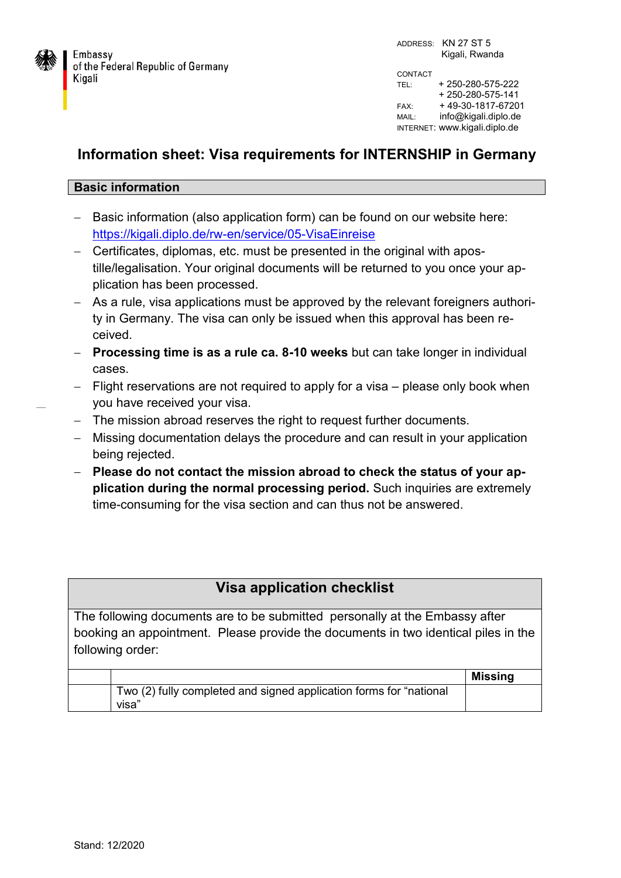Embassy
of the Federal Republic of Germany
Kigali

ADDRESS: KN 27 ST 5
Kigali, Rwanda

CONTACT
TEL: + 250-280-575-222
+ 250-280-575-141
FAX: + 49-30-1817-67201
MAIL: info@kigali.diplo.de
INTERNET: www.kigali.diplo.de

# Information sheet: Visa requirements for INTERNSHIP in Germany

## Basic information

- Basic information (also application form) can be found on our website here: https://kigali.diplo.de/rw-en/service/05-VisaEinreise
- Certificates, diplomas, etc. must be presented in the original with apostille/legalisation. Your original documents will be returned to you once your application has been processed.
- As a rule, visa applications must be approved by the relevant foreigners authority in Germany. The visa can only be issued when this approval has been received.
- **Processing time is as a rule ca. 8-10 weeks** but can take longer in individual cases.
- Flight reservations are not required to apply for a visa – please only book when you have received your visa.
- The mission abroad reserves the right to request further documents.
- Missing documentation delays the procedure and can result in your application being rejected.
- **Please do not contact the mission abroad to check the status of your application during the normal processing period.** Such inquiries are extremely time-consuming for the visa section and can thus not be answered.

## Visa application checklist

The following documents are to be submitted personally at the Embassy after booking an appointment. Please provide the documents in two identical piles in the following order:

| | | Missing |
|---|---|---|
| | Two (2) fully completed and signed application forms for "national visa" | |

Stand: 12/2020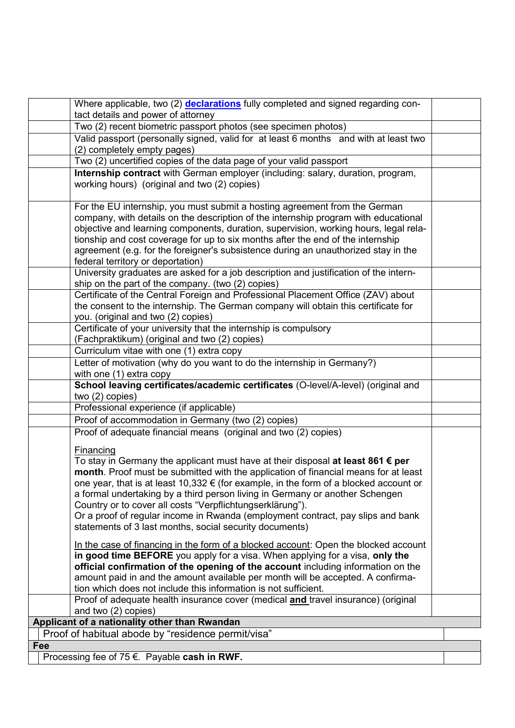| | | |
|---|---|---|
| | Where applicable, two (2) **declarations** fully completed and signed regarding contact details and power of attorney | |
| | Two (2) recent biometric passport photos (see specimen photos) | |
| | Valid passport (personally signed, valid for at least 6 months and with at least two (2) completely empty pages) | |
| | Two (2) uncertified copies of the data page of your valid passport | |
| | **Internship contract** with German employer (including: salary, duration, program, working hours) (original and two (2) copies) | |
| | For the EU internship, you must submit a hosting agreement from the German company, with details on the description of the internship program with educational objective and learning components, duration, supervision, working hours, legal relationship and cost coverage for up to six months after the end of the internship agreement (e.g. for the foreigner's subsistence during an unauthorized stay in the federal territory or deportation) | |
| | University graduates are asked for a job description and justification of the internship on the part of the company. (two (2) copies) | |
| | Certificate of the Central Foreign and Professional Placement Office (ZAV) about the consent to the internship. The German company will obtain this certificate for you. (original and two (2) copies) | |
| | Certificate of your university that the internship is compulsory (Fachpraktikum) (original and two (2) copies) | |
| | Curriculum vitae with one (1) extra copy | |
| | Letter of motivation (why do you want to do the internship in Germany?) with one (1) extra copy | |
| | **School leaving certificates/academic certificates** (O-level/A-level) (original and two (2) copies) | |
| | Professional experience (if applicable) | |
| | Proof of accommodation in Germany (two (2) copies) | |
| | Proof of adequate financial means (original and two (2) copies)<br><br>Financing<br>To stay in Germany the applicant must have at their disposal **at least 861 € per month**. Proof must be submitted with the application of financial means for at least one year, that is at least 10,332 € (for example, in the form of a blocked account or a formal undertaking by a third person living in Germany or another Schengen Country or to cover all costs "Verpflichtungserklärung").<br>Or a proof of regular income in Rwanda (employment contract, pay slips and bank statements of 3 last months, social security documents)<br><br>In the case of financing in the form of a blocked account: Open the blocked account **in good time BEFORE** you apply for a visa. When applying for a visa, **only the official confirmation of the opening of the account** including information on the amount paid in and the amount available per month will be accepted. A confirmation which does not include this information is not sufficient. | |
| | Proof of adequate health insurance cover (medical **and** travel insurance) (original and two (2) copies) | |
| **Applicant of a nationality other than Rwandan** | | |
| | Proof of habitual abode by "residence permit/visa" | |
| **Fee** | | |
| | Processing fee of 75 €. Payable **cash in RWF.** | |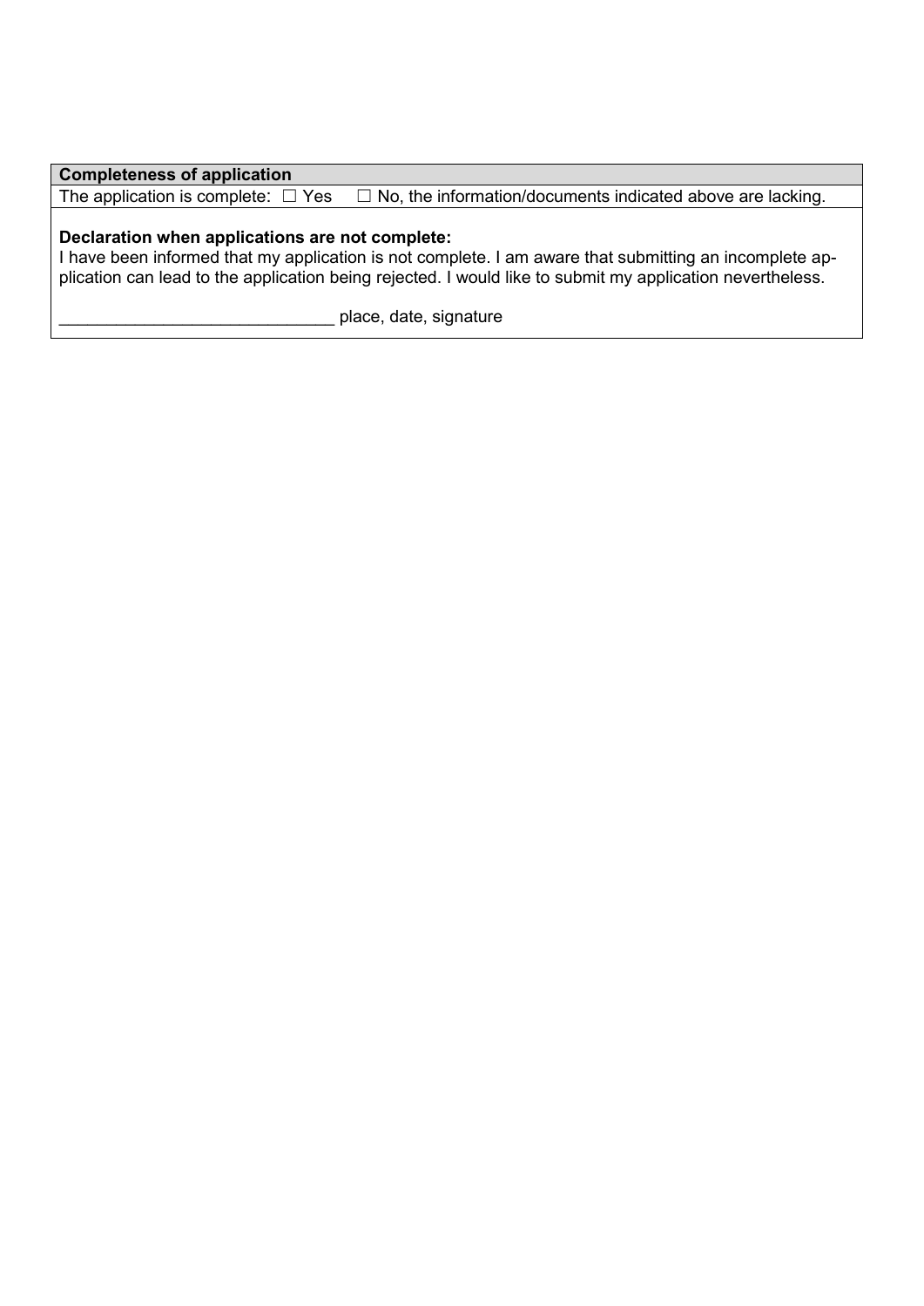| **Completeness of application** |
| --- |
| The application is complete: ☐ Yes ☐ No, the information/documents indicated above are lacking. |
| **Declaration when applications are not complete:**<br>I have been informed that my application is not complete. I am aware that submitting an incomplete application can lead to the application being rejected. I would like to submit my application nevertheless.<br><br>_____________________________ place, date, signature |